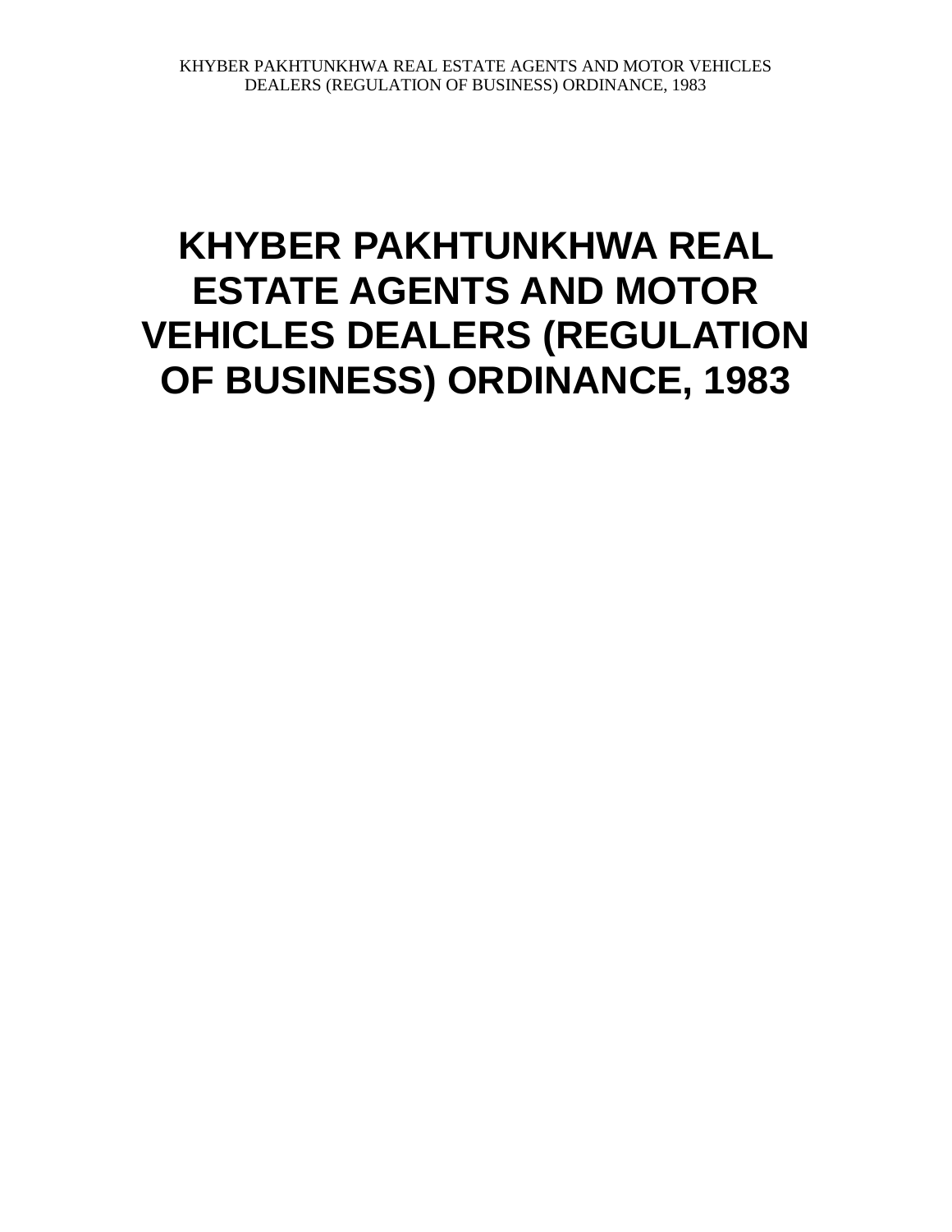# KHYBER PAKHTUNKHWA REAL ESTATE AGENTS AND MOTOR VEHICLES DEALERS (REGULATION OF BUSINESS) ORDINANCE, 1983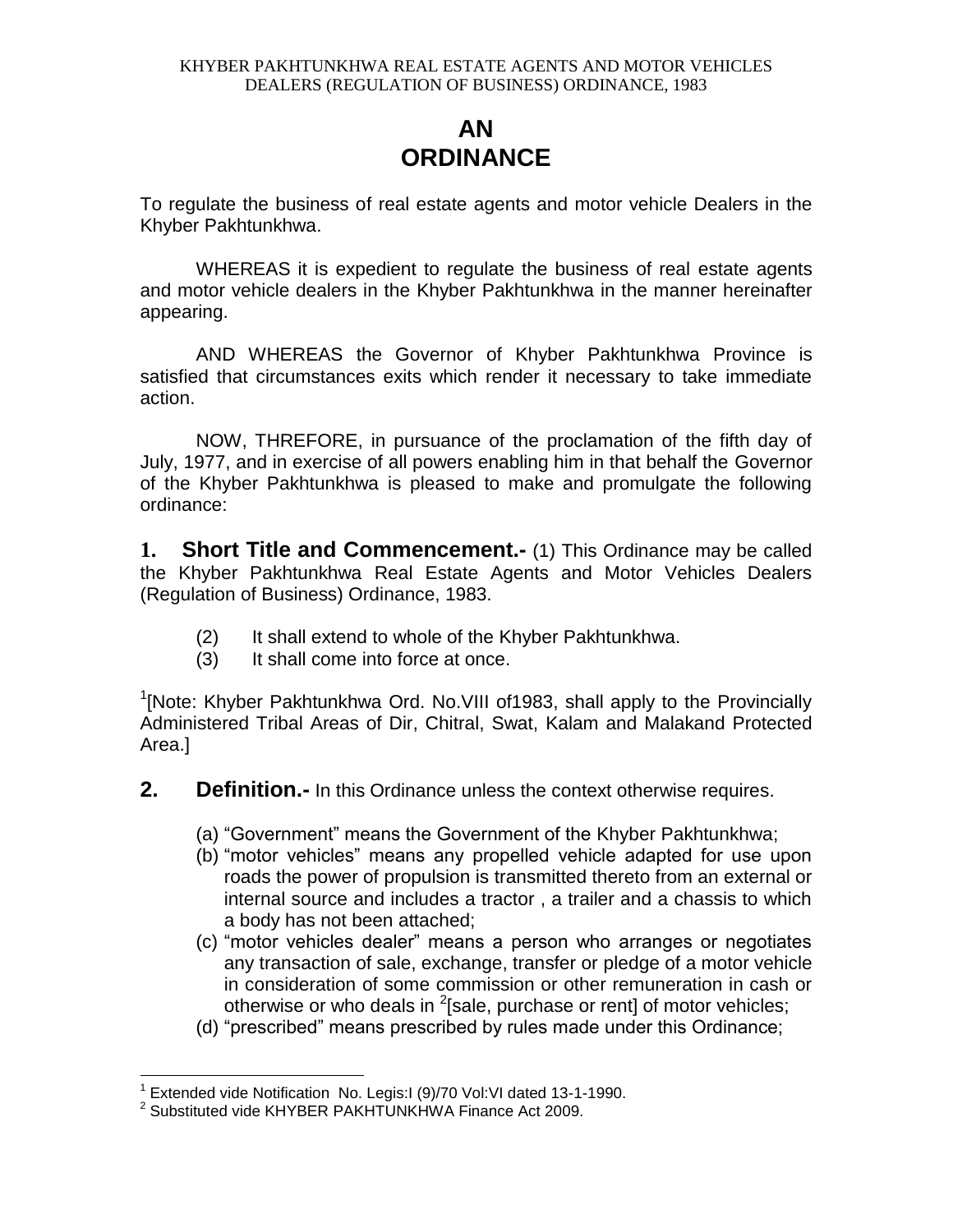# AN ORDINANCE

To regulate the business of real estate agents and motor vehicle Dealers in the Khyber Pakhtunkhwa.

WHEREAS it is expedient to regulate the business of real estate agents and motor vehicle dealers in the Khyber Pakhtunkhwa in the manner hereinafter appearing.

AND WHEREAS the Governor of Khyber Pakhtunkhwa Province is satisfied that circumstances exits which render it necessary to take immediate action.

NOW, THREFORE, in pursuance of the proclamation of the fifth day of July, 1977, and in exercise of all powers enabling him in that behalf the Governor of the Khyber Pakhtunkhwa is pleased to make and promulgate the following ordinance:

**1. Short Title and Commencement.-** (1) This Ordinance may be called the Khyber Pakhtunkhwa Real Estate Agents and Motor Vehicles Dealers (Regulation of Business) Ordinance, 1983.

(2) It shall extend to whole of the Khyber Pakhtunkhwa.

(3) It shall come into force at once.

[1][Note: Khyber Pakhtunkhwa Ord. No.VIII of1983, shall apply to the Provincially Administered Tribal Areas of Dir, Chitral, Swat, Kalam and Malakand Protected Area.]

**2. Definition.-** In this Ordinance unless the context otherwise requires.

(a) "Government" means the Government of the Khyber Pakhtunkhwa;

(b) "motor vehicles" means any propelled vehicle adapted for use upon roads the power of propulsion is transmitted thereto from an external or internal source and includes a tractor , a trailer and a chassis to which a body has not been attached;

(c) "motor vehicles dealer" means a person who arranges or negotiates any transaction of sale, exchange, transfer or pledge of a motor vehicle in consideration of some commission or other remuneration in cash or otherwise or who deals in [2][sale, purchase or rent] of motor vehicles;

(d) "prescribed" means prescribed by rules made under this Ordinance;

---

[1] Extended vide Notification No. Legis:I (9)/70 Vol:VI dated 13-1-1990.

[2] Substituted vide KHYBER PAKHTUNKHWA Finance Act 2009.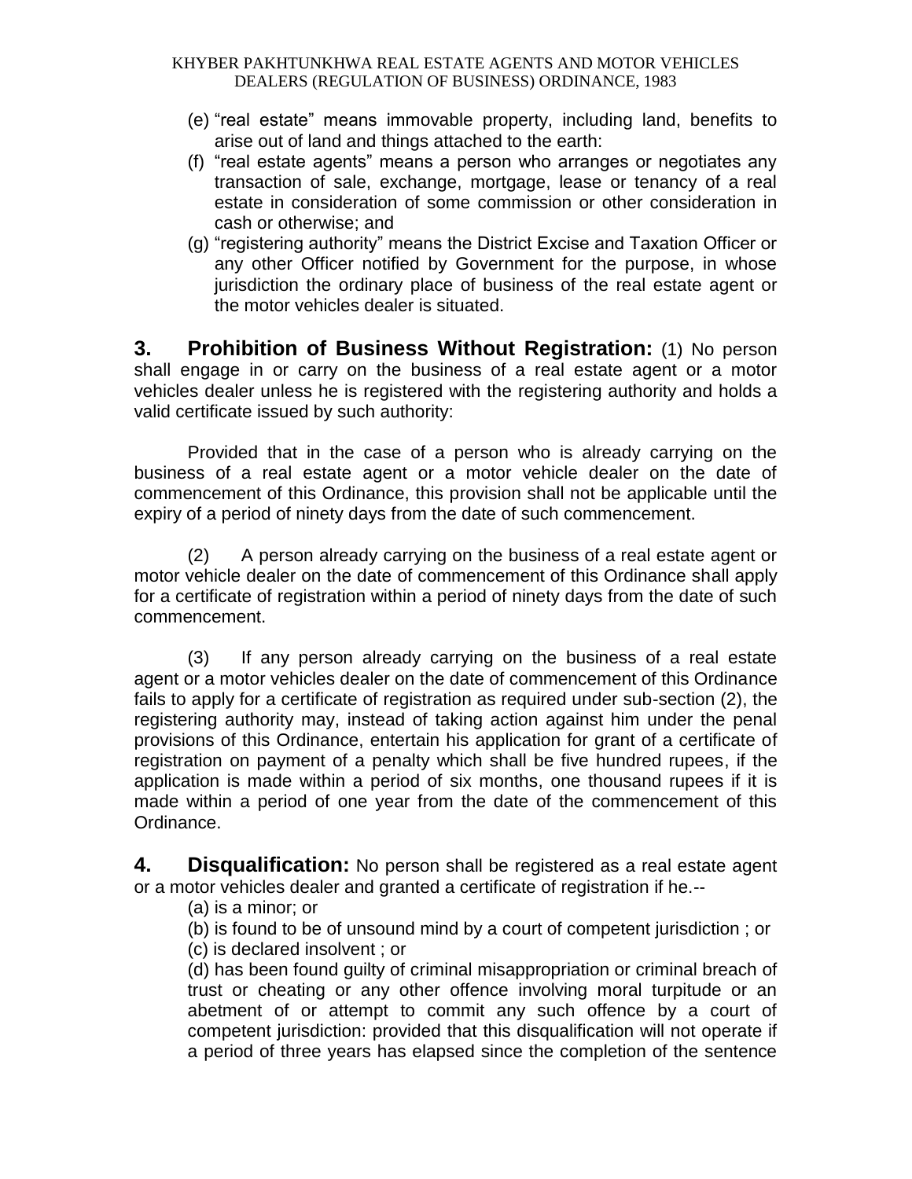(e) "real estate" means immovable property, including land, benefits to arise out of land and things attached to the earth:

(f) "real estate agents" means a person who arranges or negotiates any transaction of sale, exchange, mortgage, lease or tenancy of a real estate in consideration of some commission or other consideration in cash or otherwise; and

(g) "registering authority" means the District Excise and Taxation Officer or any other Officer notified by Government for the purpose, in whose jurisdiction the ordinary place of business of the real estate agent or the motor vehicles dealer is situated.

**3. Prohibition of Business Without Registration:** (1) No person shall engage in or carry on the business of a real estate agent or a motor vehicles dealer unless he is registered with the registering authority and holds a valid certificate issued by such authority:

Provided that in the case of a person who is already carrying on the business of a real estate agent or a motor vehicle dealer on the date of commencement of this Ordinance, this provision shall not be applicable until the expiry of a period of ninety days from the date of such commencement.

(2) A person already carrying on the business of a real estate agent or motor vehicle dealer on the date of commencement of this Ordinance shall apply for a certificate of registration within a period of ninety days from the date of such commencement.

(3) If any person already carrying on the business of a real estate agent or a motor vehicles dealer on the date of commencement of this Ordinance fails to apply for a certificate of registration as required under sub-section (2), the registering authority may, instead of taking action against him under the penal provisions of this Ordinance, entertain his application for grant of a certificate of registration on payment of a penalty which shall be five hundred rupees, if the application is made within a period of six months, one thousand rupees if it is made within a period of one year from the date of the commencement of this Ordinance.

**4. Disqualification:** No person shall be registered as a real estate agent or a motor vehicles dealer and granted a certificate of registration if he.--

(a) is a minor; or

(b) is found to be of unsound mind by a court of competent jurisdiction ; or

(c) is declared insolvent ; or

(d) has been found guilty of criminal misappropriation or criminal breach of trust or cheating or any other offence involving moral turpitude or an abetment of or attempt to commit any such offence by a court of competent jurisdiction: provided that this disqualification will not operate if a period of three years has elapsed since the completion of the sentence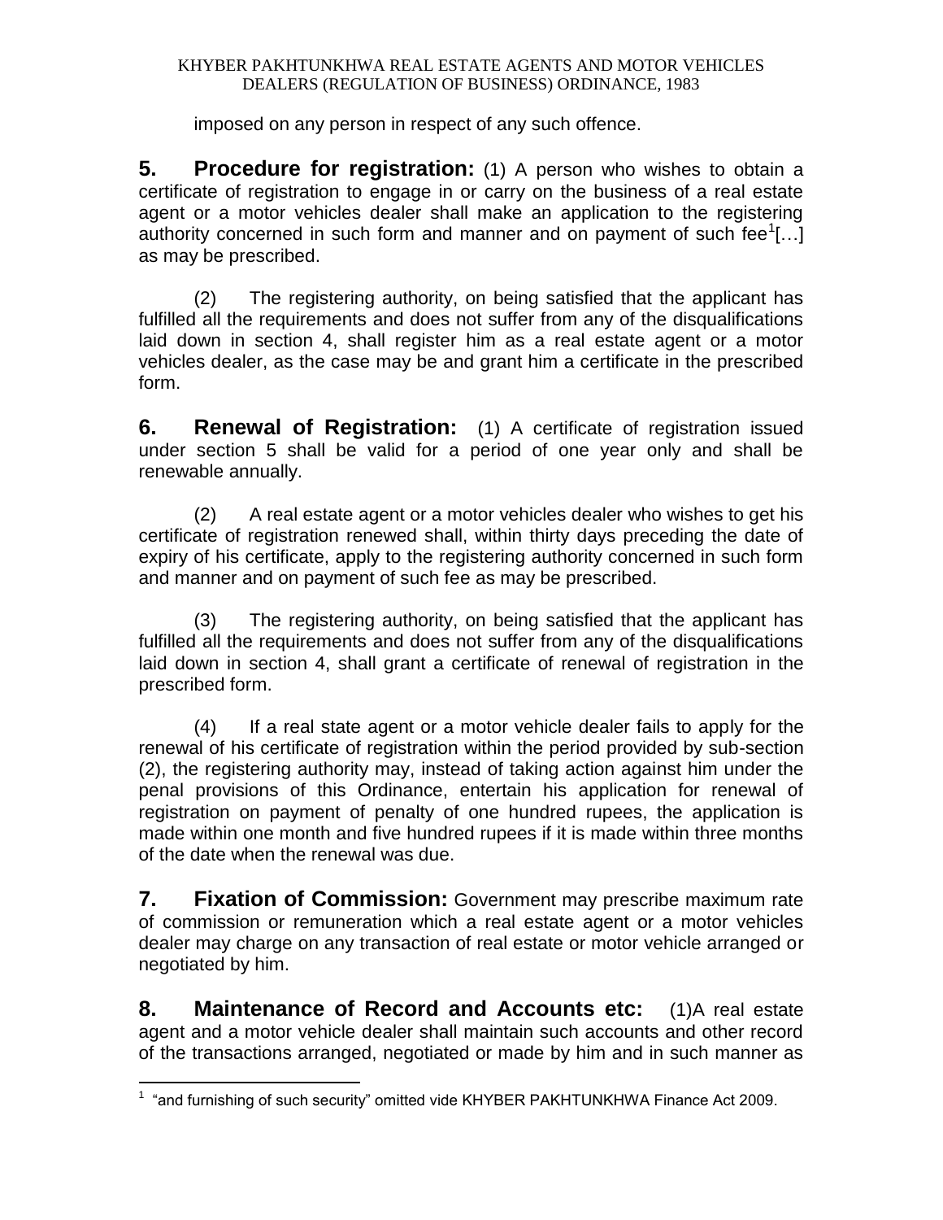imposed on any person in respect of any such offence.

**5. Procedure for registration:** (1) A person who wishes to obtain a certificate of registration to engage in or carry on the business of a real estate agent or a motor vehicles dealer shall make an application to the registering authority concerned in such form and manner and on payment of such fee[1][…] as may be prescribed.

(2) The registering authority, on being satisfied that the applicant has fulfilled all the requirements and does not suffer from any of the disqualifications laid down in section 4, shall register him as a real estate agent or a motor vehicles dealer, as the case may be and grant him a certificate in the prescribed form.

**6. Renewal of Registration:** (1) A certificate of registration issued under section 5 shall be valid for a period of one year only and shall be renewable annually.

(2) A real estate agent or a motor vehicles dealer who wishes to get his certificate of registration renewed shall, within thirty days preceding the date of expiry of his certificate, apply to the registering authority concerned in such form and manner and on payment of such fee as may be prescribed.

(3) The registering authority, on being satisfied that the applicant has fulfilled all the requirements and does not suffer from any of the disqualifications laid down in section 4, shall grant a certificate of renewal of registration in the prescribed form.

(4) If a real state agent or a motor vehicle dealer fails to apply for the renewal of his certificate of registration within the period provided by sub-section (2), the registering authority may, instead of taking action against him under the penal provisions of this Ordinance, entertain his application for renewal of registration on payment of penalty of one hundred rupees, the application is made within one month and five hundred rupees if it is made within three months of the date when the renewal was due.

**7. Fixation of Commission:** Government may prescribe maximum rate of commission or remuneration which a real estate agent or a motor vehicles dealer may charge on any transaction of real estate or motor vehicle arranged or negotiated by him.

**8. Maintenance of Record and Accounts etc:** (1)A real estate agent and a motor vehicle dealer shall maintain such accounts and other record of the transactions arranged, negotiated or made by him and in such manner as

---

[1] "and furnishing of such security" omitted vide KHYBER PAKHTUNKHWA Finance Act 2009.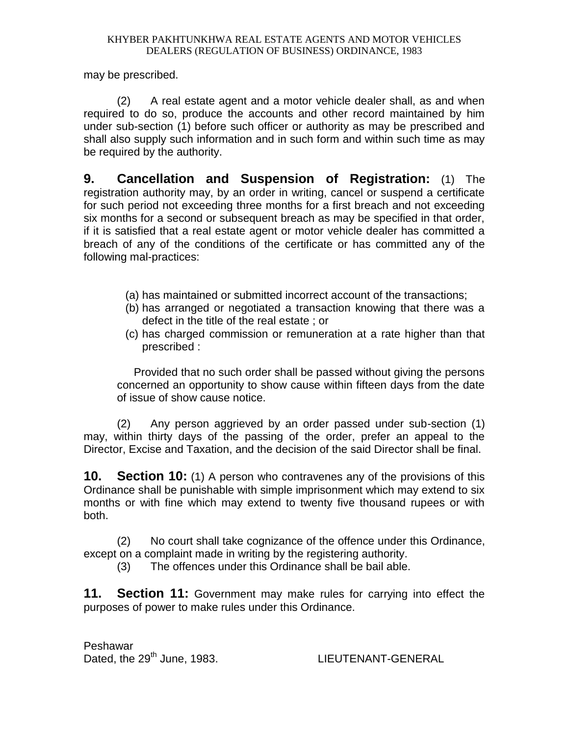may be prescribed.

(2) A real estate agent and a motor vehicle dealer shall, as and when required to do so, produce the accounts and other record maintained by him under sub-section (1) before such officer or authority as may be prescribed and shall also supply such information and in such form and within such time as may be required by the authority.

**9. Cancellation and Suspension of Registration:** (1) The registration authority may, by an order in writing, cancel or suspend a certificate for such period not exceeding three months for a first breach and not exceeding six months for a second or subsequent breach as may be specified in that order, if it is satisfied that a real estate agent or motor vehicle dealer has committed a breach of any of the conditions of the certificate or has committed any of the following mal-practices:

(a) has maintained or submitted incorrect account of the transactions;
(b) has arranged or negotiated a transaction knowing that there was a defect in the title of the real estate ; or
(c) has charged commission or remuneration at a rate higher than that prescribed :

Provided that no such order shall be passed without giving the persons concerned an opportunity to show cause within fifteen days from the date of issue of show cause notice.

(2) Any person aggrieved by an order passed under sub-section (1) may, within thirty days of the passing of the order, prefer an appeal to the Director, Excise and Taxation, and the decision of the said Director shall be final.

**10. Section 10:** (1) A person who contravenes any of the provisions of this Ordinance shall be punishable with simple imprisonment which may extend to six months or with fine which may extend to twenty five thousand rupees or with both.

(2) No court shall take cognizance of the offence under this Ordinance, except on a complaint made in writing by the registering authority.

(3) The offences under this Ordinance shall be bail able.

**11. Section 11:** Government may make rules for carrying into effect the purposes of power to make rules under this Ordinance.

Peshawar
Dated, the 29th June, 1983. LIEUTENANT-GENERAL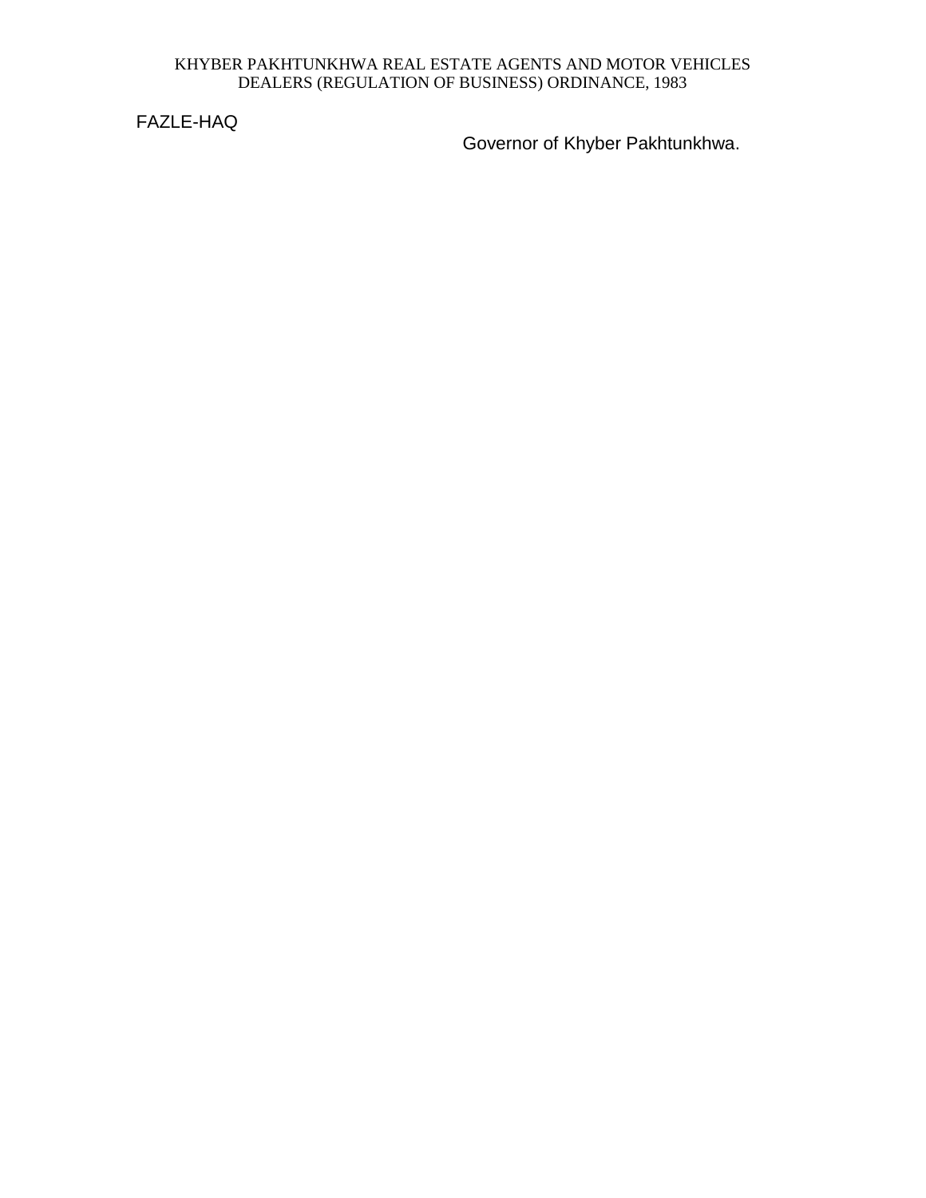FAZLE-HAQ

Governor of Khyber Pakhtunkhwa.